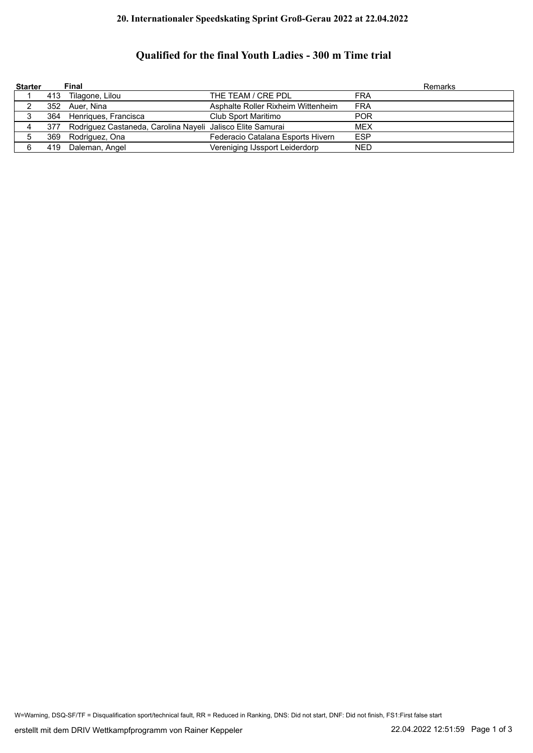**20. Internationaler Speedskating Sprint Groß-Gerau 2022 at 22.04.2022**

## Qualified for the final Youth Ladies - 300 m Time trial

| Starter | Final | | | | Remarks |
|---|---|---|---|---|---|
| 1 | 413 | Tilagone, Lilou | THE TEAM / CRE PDL | FRA | |
| 2 | 352 | Auer, Nina | Asphalte Roller Rixheim Wittenheim | FRA | |
| 3 | 364 | Henriques, Francisca | Club Sport Maritimo | POR | |
| 4 | 377 | Rodriguez Castaneda, Carolina Nayeli | Jalisco Elite Samurai | MEX | |
| 5 | 369 | Rodriguez, Ona | Federacio Catalana Esports Hivern | ESP | |
| 6 | 419 | Daleman, Angel | Vereniging IJssport Leiderdorp | NED | |

W=Warning, DSQ-SF/TF = Disqualification sport/technical fault, RR = Reduced in Ranking, DNS: Did not start, DNF: Did not finish, FS1:First false start

erstellt mit dem DRIV Wettkampfprogramm von Rainer Keppeler — 22.04.2022 12:51:59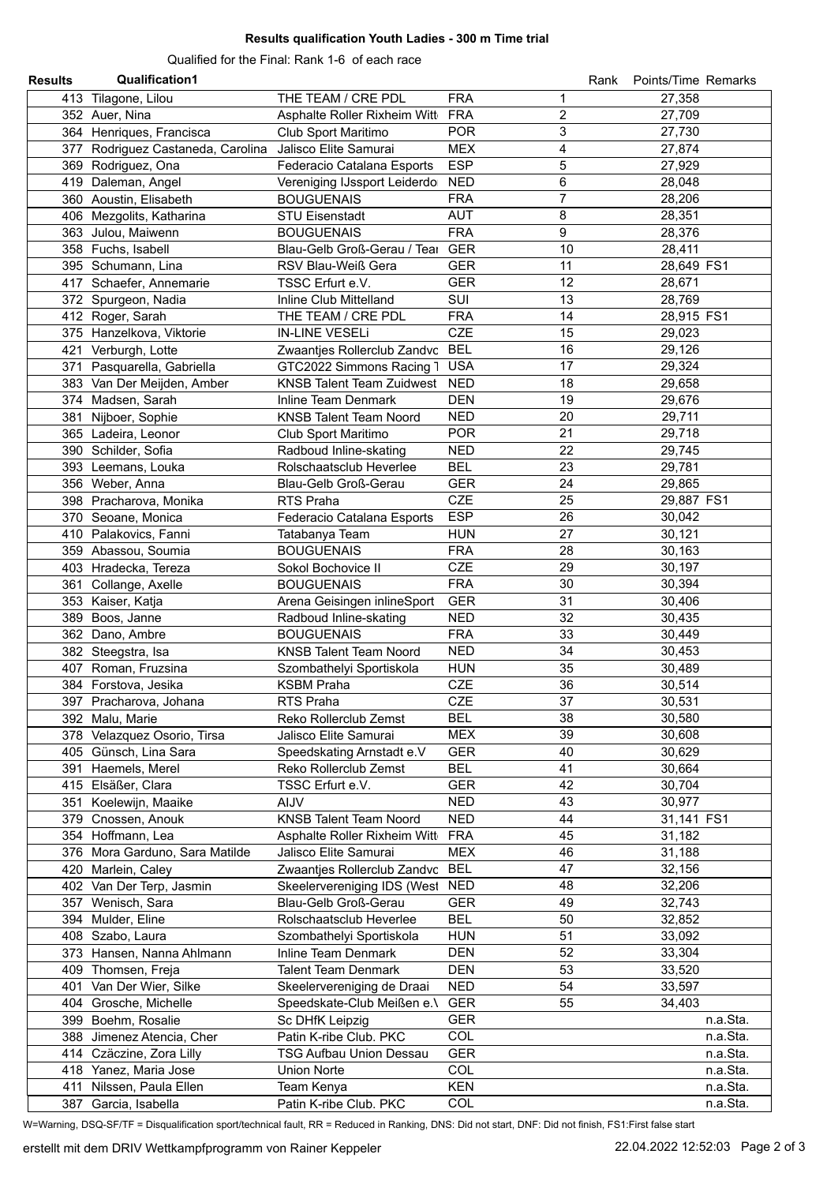## Results qualification Youth Ladies - 300 m Time trial

Qualified for the Final: Rank 1-6 of each race

| Results | Qualification1 | | | Rank | Points/Time | Remarks |
|---|---|---|---|---|---|---|
| 413 | Tilagone, Lilou | THE TEAM / CRE PDL | FRA | 1 | 27,358 | |
| 352 | Auer, Nina | Asphalte Roller Rixheim Witt | FRA | 2 | 27,709 | |
| 364 | Henriques, Francisca | Club Sport Maritimo | POR | 3 | 27,730 | |
| 377 | Rodriguez Castaneda, Carolina | Jalisco Elite Samurai | MEX | 4 | 27,874 | |
| 369 | Rodriguez, Ona | Federacio Catalana Esports | ESP | 5 | 27,929 | |
| 419 | Daleman, Angel | Vereniging IJssport Leiderdo | NED | 6 | 28,048 | |
| 360 | Aoustin, Elisabeth | BOUGUENAIS | FRA | 7 | 28,206 | |
| 406 | Mezgolits, Katharina | STU Eisenstadt | AUT | 8 | 28,351 | |
| 363 | Julou, Maiwenn | BOUGUENAIS | FRA | 9 | 28,376 | |
| 358 | Fuchs, Isabell | Blau-Gelb Groß-Gerau / Tea | GER | 10 | 28,411 | |
| 395 | Schumann, Lina | RSV Blau-Weiß Gera | GER | 11 | 28,649 | FS1 |
| 417 | Schaefer, Annemarie | TSSC Erfurt e.V. | GER | 12 | 28,671 | |
| 372 | Spurgeon, Nadia | Inline Club Mittelland | SUI | 13 | 28,769 | |
| 412 | Roger, Sarah | THE TEAM / CRE PDL | FRA | 14 | 28,915 | FS1 |
| 375 | Hanzelkova, Viktorie | IN-LINE VESELi | CZE | 15 | 29,023 | |
| 421 | Verburgh, Lotte | Zwaantjes Rollerclub Zandvo | BEL | 16 | 29,126 | |
| 371 | Pasquarella, Gabriella | GTC2022 Simmons Racing T | USA | 17 | 29,324 | |
| 383 | Van Der Meijden, Amber | KNSB Talent Team Zuidwest | NED | 18 | 29,658 | |
| 374 | Madsen, Sarah | Inline Team Denmark | DEN | 19 | 29,676 | |
| 381 | Nijboer, Sophie | KNSB Talent Team Noord | NED | 20 | 29,711 | |
| 365 | Ladeira, Leonor | Club Sport Maritimo | POR | 21 | 29,718 | |
| 390 | Schilder, Sofia | Radboud Inline-skating | NED | 22 | 29,745 | |
| 393 | Leemans, Louka | Rolschaatsclub Heverlee | BEL | 23 | 29,781 | |
| 356 | Weber, Anna | Blau-Gelb Groß-Gerau | GER | 24 | 29,865 | |
| 398 | Pracharova, Monika | RTS Praha | CZE | 25 | 29,887 | FS1 |
| 370 | Seoane, Monica | Federacio Catalana Esports | ESP | 26 | 30,042 | |
| 410 | Palakovics, Fanni | Tatabanya Team | HUN | 27 | 30,121 | |
| 359 | Abassou, Soumia | BOUGUENAIS | FRA | 28 | 30,163 | |
| 403 | Hradecka, Tereza | Sokol Bochovice II | CZE | 29 | 30,197 | |
| 361 | Collange, Axelle | BOUGUENAIS | FRA | 30 | 30,394 | |
| 353 | Kaiser, Katja | Arena Geisingen inlineSport | GER | 31 | 30,406 | |
| 389 | Boos, Janne | Radboud Inline-skating | NED | 32 | 30,435 | |
| 362 | Dano, Ambre | BOUGUENAIS | FRA | 33 | 30,449 | |
| 382 | Steegstra, Isa | KNSB Talent Team Noord | NED | 34 | 30,453 | |
| 407 | Roman, Fruzsina | Szombathelyi Sportiskola | HUN | 35 | 30,489 | |
| 384 | Forstova, Jesika | KSBM Praha | CZE | 36 | 30,514 | |
| 397 | Pracharova, Johana | RTS Praha | CZE | 37 | 30,531 | |
| 392 | Malu, Marie | Reko Rollerclub Zemst | BEL | 38 | 30,580 | |
| 378 | Velazquez Osorio, Tirsa | Jalisco Elite Samurai | MEX | 39 | 30,608 | |
| 405 | Günsch, Lina Sara | Speedskating Arnstadt e.V | GER | 40 | 30,629 | |
| 391 | Haemels, Merel | Reko Rollerclub Zemst | BEL | 41 | 30,664 | |
| 415 | Elsäßer, Clara | TSSC Erfurt e.V. | GER | 42 | 30,704 | |
| 351 | Koelewijn, Maaike | AIJV | NED | 43 | 30,977 | |
| 379 | Cnossen, Anouk | KNSB Talent Team Noord | NED | 44 | 31,141 | FS1 |
| 354 | Hoffmann, Lea | Asphalte Roller Rixheim Witt | FRA | 45 | 31,182 | |
| 376 | Mora Garduno, Sara Matilde | Jalisco Elite Samurai | MEX | 46 | 31,188 | |
| 420 | Marlein, Caley | Zwaantjes Rollerclub Zandvo | BEL | 47 | 32,156 | |
| 402 | Van Der Terp, Jasmin | Skeelervereniging IDS (West | NED | 48 | 32,206 | |
| 357 | Wenisch, Sara | Blau-Gelb Groß-Gerau | GER | 49 | 32,743 | |
| 394 | Mulder, Eline | Rolschaatsclub Heverlee | BEL | 50 | 32,852 | |
| 408 | Szabo, Laura | Szombathelyi Sportiskola | HUN | 51 | 33,092 | |
| 373 | Hansen, Nanna Ahlmann | Inline Team Denmark | DEN | 52 | 33,304 | |
| 409 | Thomsen, Freja | Talent Team Denmark | DEN | 53 | 33,520 | |
| 401 | Van Der Wier, Silke | Skeelervereniging de Draai | NED | 54 | 33,597 | |
| 404 | Grosche, Michelle | Speedskate-Club Meißen e.\ | GER | 55 | 34,403 | |
| 399 | Boehm, Rosalie | Sc DHfK Leipzig | GER | | | n.a.Sta. |
| 388 | Jimenez Atencia, Cher | Patin K-ribe Club. PKC | COL | | | n.a.Sta. |
| 414 | Czäczine, Zora Lilly | TSG Aufbau Union Dessau | GER | | | n.a.Sta. |
| 418 | Yanez, Maria Jose | Union Norte | COL | | | n.a.Sta. |
| 411 | Nilssen, Paula Ellen | Team Kenya | KEN | | | n.a.Sta. |
| 387 | Garcia, Isabella | Patin K-ribe Club. PKC | COL | | | n.a.Sta. |

W=Warning, DSQ-SF/TF = Disqualification sport/technical fault, RR = Reduced in Ranking, DNS: Did not start, DNF: Did not finish, FS1:First false start

erstellt mit dem DRIV Wettkampfprogramm von Rainer Keppeler 22.04.2022 12:52:03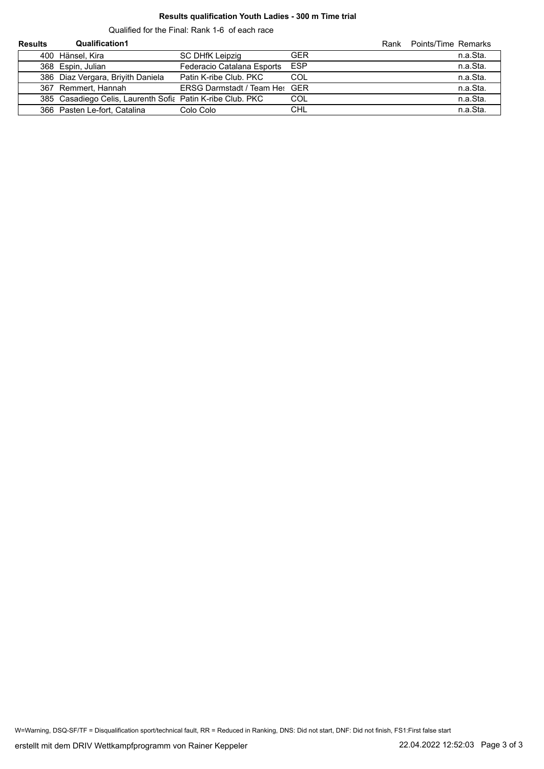**Results qualification Youth Ladies - 300 m Time trial**

Qualified for the Final: Rank 1-6 of each race

| Results | Qualification1 | | | Rank | Points/Time | Remarks |
|---|---|---|---|---|---|---|
| 400 | Hänsel, Kira | SC DHfK Leipzig | GER | | | n.a.Sta. |
| 368 | Espin, Julian | Federacio Catalana Esports | ESP | | | n.a.Sta. |
| 386 | Diaz Vergara, Briyith Daniela | Patin K-ribe Club. PKC | COL | | | n.a.Sta. |
| 367 | Remmert, Hannah | ERSG Darmstadt / Team He: | GER | | | n.a.Sta. |
| 385 | Casadiego Celis, Laurenth Sofia | Patin K-ribe Club. PKC | COL | | | n.a.Sta. |
| 366 | Pasten Le-fort, Catalina | Colo Colo | CHL | | | n.a.Sta. |

W=Warning, DSQ-SF/TF = Disqualification sport/technical fault, RR = Reduced in Ranking, DNS: Did not start, DNF: Did not finish, FS1:First false start

erstellt mit dem DRIV Wettkampfprogramm von Rainer Keppeler

22.04.2022 12:52:03